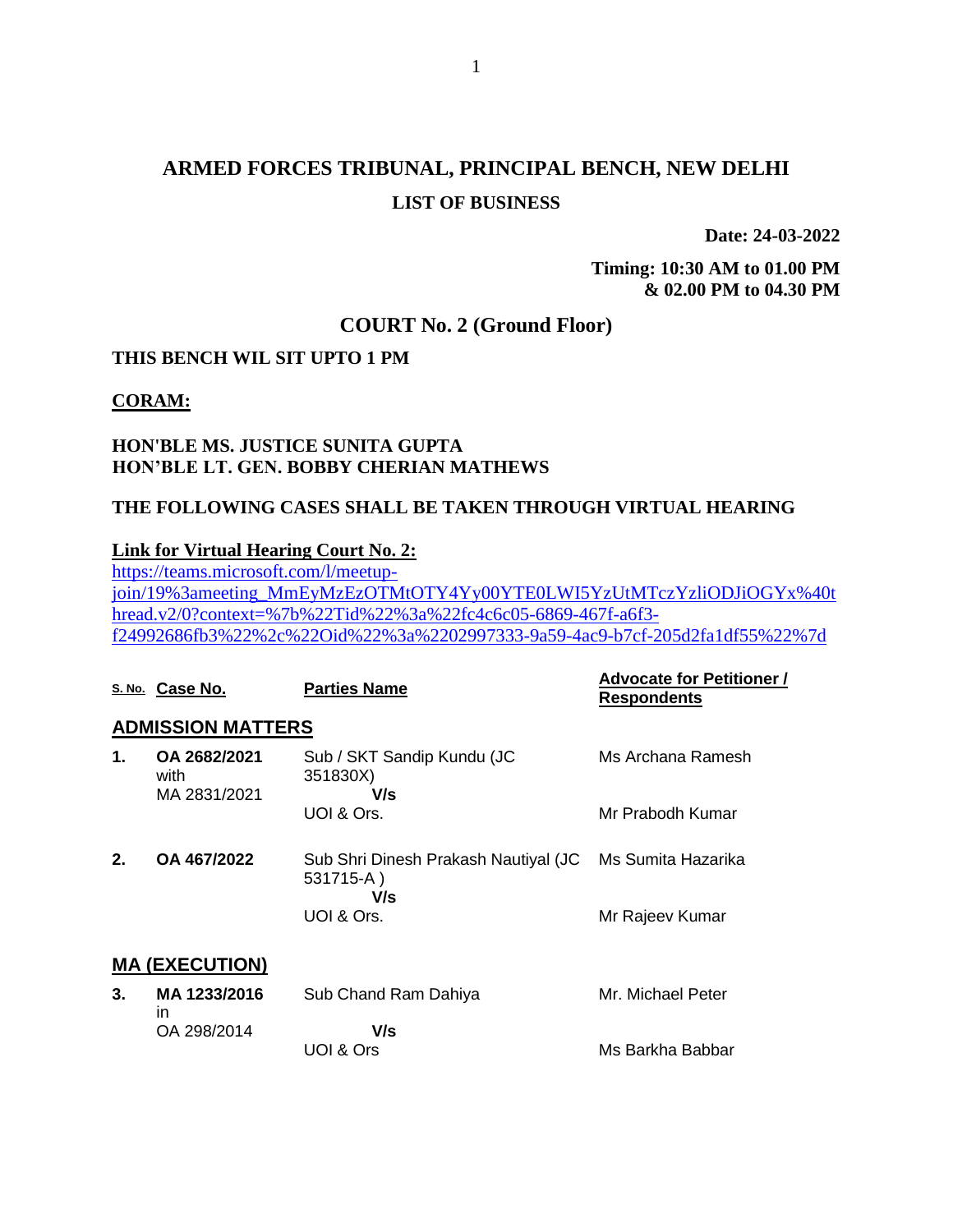# ARMED FORCES TRIBUNAL, PRINCIPAL BENCH, NEW DELHI

## LIST OF BUSINESS

**Date: 24-03-2022**

**Timing: 10:30 AM to 01.00 PM & 02.00 PM to 04.30 PM**

## COURT No. 2 (Ground Floor)

**THIS BENCH WIL SIT UPTO 1 PM**

**CORAM:**

**HON'BLE MS. JUSTICE SUNITA GUPTA**
**HON'BLE LT. GEN. BOBBY CHERIAN MATHEWS**

**THE FOLLOWING CASES SHALL BE TAKEN THROUGH VIRTUAL HEARING**

**Link for Virtual Hearing Court No. 2:**
https://teams.microsoft.com/l/meetup-join/19%3ameeting_MmEyMzEzOTMtOTY4Yy00YTE0LWI5YzUtMTczYzliODJiOGYx%40thread.v2/0?context=%7b%22Tid%22%3a%22fc4c6c05-6869-467f-a6f3-f24992686fb3%22%2c%22Oid%22%3a%2202997333-9a59-4ac9-b7cf-205d2fa1df55%22%7d

| S. No. | Case No. | Parties Name | Advocate for Petitioner / Respondents |
|---|---|---|---|
| **ADMISSION MATTERS** | | | |
| **1.** | **OA 2682/2021** with MA 2831/2021 | Sub / SKT Sandip Kundu (JC 351830X) **V/s** UOI & Ors. | Ms Archana Ramesh<br>Mr Prabodh Kumar |
| **2.** | **OA 467/2022** | Sub Shri Dinesh Prakash Nautiyal (JC 531715-A ) **V/s** UOI & Ors. | Ms Sumita Hazarika<br>Mr Rajeev Kumar |
| **MA (EXECUTION)** | | | |
| **3.** | **MA 1233/2016** in OA 298/2014 | Sub Chand Ram Dahiya **V/s** UOI & Ors | Mr. Michael Peter<br>Ms Barkha Babbar |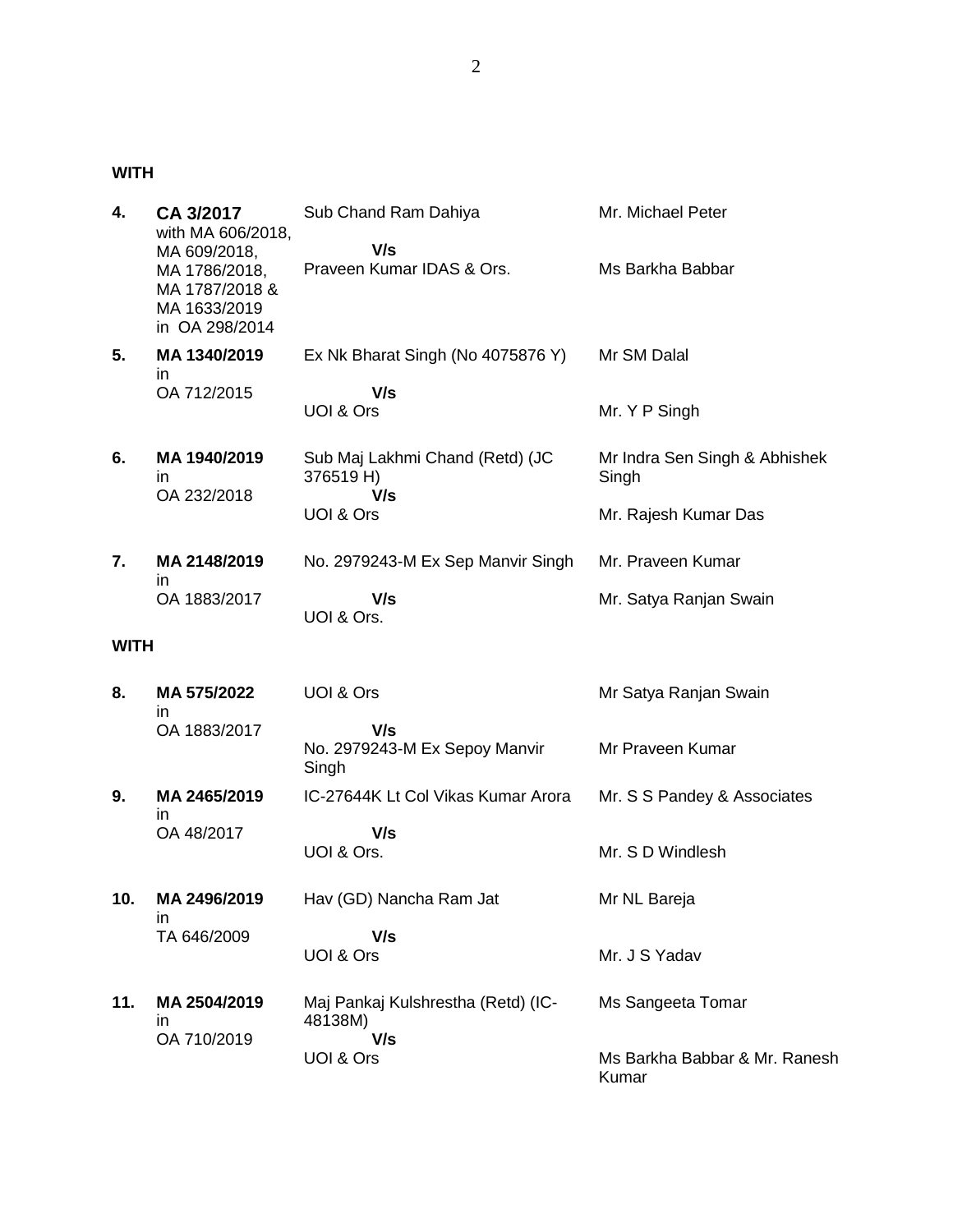**WITH**

| | | | |
|---|---|---|---|
| **4.** | **CA 3/2017** with MA 606/2018, MA 609/2018, MA 1786/2018, MA 1787/2018 & MA 1633/2019 in OA 298/2014 | Sub Chand Ram Dahiya **V/s** Praveen Kumar IDAS & Ors. | Mr. Michael Peter<br>Ms Barkha Babbar |
| **5.** | **MA 1340/2019** in OA 712/2015 | Ex Nk Bharat Singh (No 4075876 Y) **V/s** UOI & Ors | Mr SM Dalal<br>Mr. Y P Singh |
| **6.** | **MA 1940/2019** in OA 232/2018 | Sub Maj Lakhmi Chand (Retd) (JC 376519 H) **V/s** UOI & Ors | Mr Indra Sen Singh & Abhishek Singh<br>Mr. Rajesh Kumar Das |
| **7.** | **MA 2148/2019** in OA 1883/2017 | No. 2979243-M Ex Sep Manvir Singh **V/s** UOI & Ors. | Mr. Praveen Kumar<br>Mr. Satya Ranjan Swain |

**WITH**

| | | | |
|---|---|---|---|
| **8.** | **MA 575/2022** in OA 1883/2017 | UOI & Ors **V/s** No. 2979243-M Ex Sepoy Manvir Singh | Mr Satya Ranjan Swain<br>Mr Praveen Kumar |
| **9.** | **MA 2465/2019** in OA 48/2017 | IC-27644K Lt Col Vikas Kumar Arora **V/s** UOI & Ors. | Mr. S S Pandey & Associates<br>Mr. S D Windlesh |
| **10.** | **MA 2496/2019** in TA 646/2009 | Hav (GD) Nancha Ram Jat **V/s** UOI & Ors | Mr NL Bareja<br>Mr. J S Yadav |
| **11.** | **MA 2504/2019** in OA 710/2019 | Maj Pankaj Kulshrestha (Retd) (IC-48138M) **V/s** UOI & Ors | Ms Sangeeta Tomar<br>Ms Barkha Babbar & Mr. Ranesh Kumar |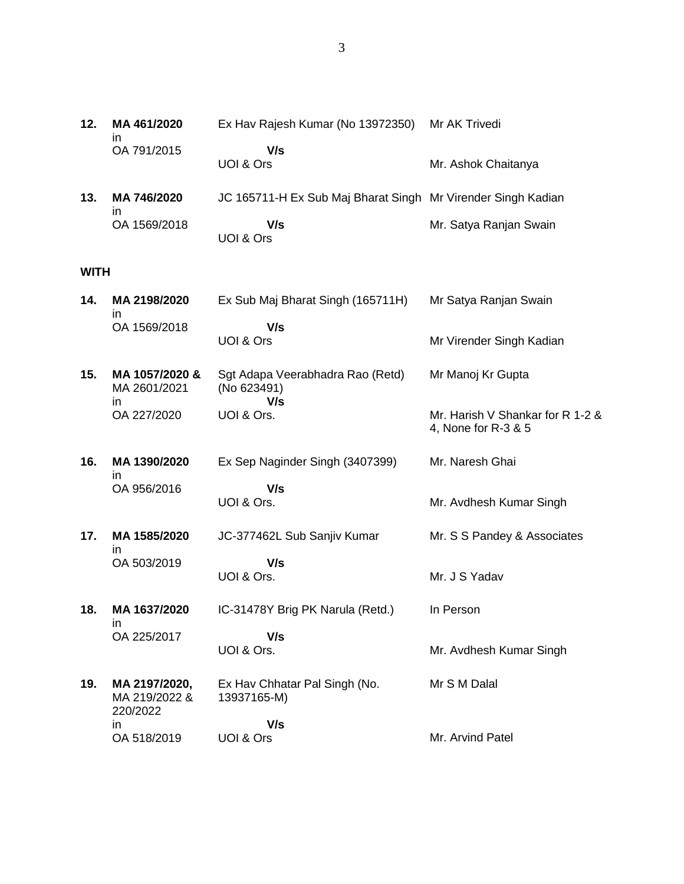| | | | |
|---|---|---|---|
| **12.** | **MA 461/2020** in OA 791/2015 | Ex Hav Rajesh Kumar (No 13972350) **V/s** UOI & Ors | Mr AK Trivedi<br><br>Mr. Ashok Chaitanya |
| **13.** | **MA 746/2020** in OA 1569/2018 | JC 165711-H Ex Sub Maj Bharat Singh **V/s** UOI & Ors | Mr Virender Singh Kadian<br><br>Mr. Satya Ranjan Swain |

**WITH**

| | | | |
|---|---|---|---|
| **14.** | **MA 2198/2020** in OA 1569/2018 | Ex Sub Maj Bharat Singh (165711H) **V/s** UOI & Ors | Mr Satya Ranjan Swain<br><br>Mr Virender Singh Kadian |
| **15.** | **MA 1057/2020 &** MA 2601/2021 in OA 227/2020 | Sgt Adapa Veerabhadra Rao (Retd) (No 623491) **V/s** UOI & Ors. | Mr Manoj Kr Gupta<br><br>Mr. Harish V Shankar for R 1-2 & 4, None for R-3 & 5 |
| **16.** | **MA 1390/2020** in OA 956/2016 | Ex Sep Naginder Singh (3407399) **V/s** UOI & Ors. | Mr. Naresh Ghai<br><br>Mr. Avdhesh Kumar Singh |
| **17.** | **MA 1585/2020** in OA 503/2019 | JC-377462L Sub Sanjiv Kumar **V/s** UOI & Ors. | Mr. S S Pandey & Associates<br><br>Mr. J S Yadav |
| **18.** | **MA 1637/2020** in OA 225/2017 | IC-31478Y Brig PK Narula (Retd.) **V/s** UOI & Ors. | In Person<br><br>Mr. Avdhesh Kumar Singh |
| **19.** | **MA 2197/2020,** MA 219/2022 & 220/2022 in OA 518/2019 | Ex Hav Chhatar Pal Singh (No. 13937165-M) **V/s** UOI & Ors | Mr S M Dalal<br><br>Mr. Arvind Patel |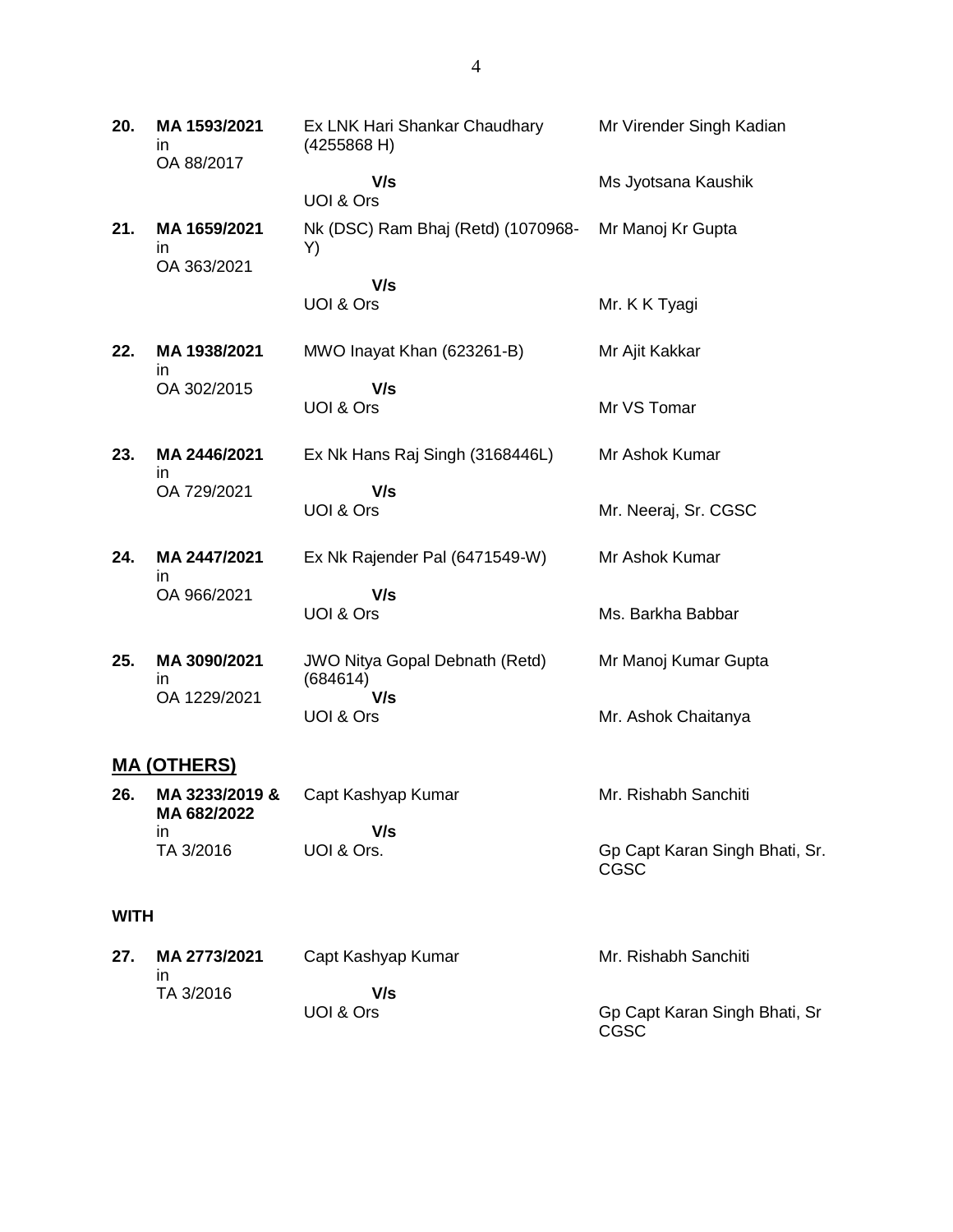| | | | |
|---|---|---|---|
| **20.** | **MA 1593/2021** in OA 88/2017 | Ex LNK Hari Shankar Chaudhary (4255868 H) **V/s** UOI & Ors | Mr Virender Singh Kadian<br>Ms Jyotsana Kaushik |
| **21.** | **MA 1659/2021** in OA 363/2021 | Nk (DSC) Ram Bhaj (Retd) (1070968-Y) **V/s** UOI & Ors | Mr Manoj Kr Gupta<br>Mr. K K Tyagi |
| **22.** | **MA 1938/2021** in OA 302/2015 | MWO Inayat Khan (623261-B) **V/s** UOI & Ors | Mr Ajit Kakkar<br>Mr VS Tomar |
| **23.** | **MA 2446/2021** in OA 729/2021 | Ex Nk Hans Raj Singh (3168446L) **V/s** UOI & Ors | Mr Ashok Kumar<br>Mr. Neeraj, Sr. CGSC |
| **24.** | **MA 2447/2021** in OA 966/2021 | Ex Nk Rajender Pal (6471549-W) **V/s** UOI & Ors | Mr Ashok Kumar<br>Ms. Barkha Babbar |
| **25.** | **MA 3090/2021** in OA 1229/2021 | JWO Nitya Gopal Debnath (Retd) (684614) **V/s** UOI & Ors | Mr Manoj Kumar Gupta<br>Mr. Ashok Chaitanya |

## MA (OTHERS)

| | | | |
|---|---|---|---|
| **26.** | **MA 3233/2019 & MA 682/2022** in TA 3/2016 | Capt Kashyap Kumar **V/s** UOI & Ors. | Mr. Rishabh Sanchiti<br>Gp Capt Karan Singh Bhati, Sr. CGSC |

**WITH**

| | | | |
|---|---|---|---|
| **27.** | **MA 2773/2021** in TA 3/2016 | Capt Kashyap Kumar **V/s** UOI & Ors | Mr. Rishabh Sanchiti<br>Gp Capt Karan Singh Bhati, Sr CGSC |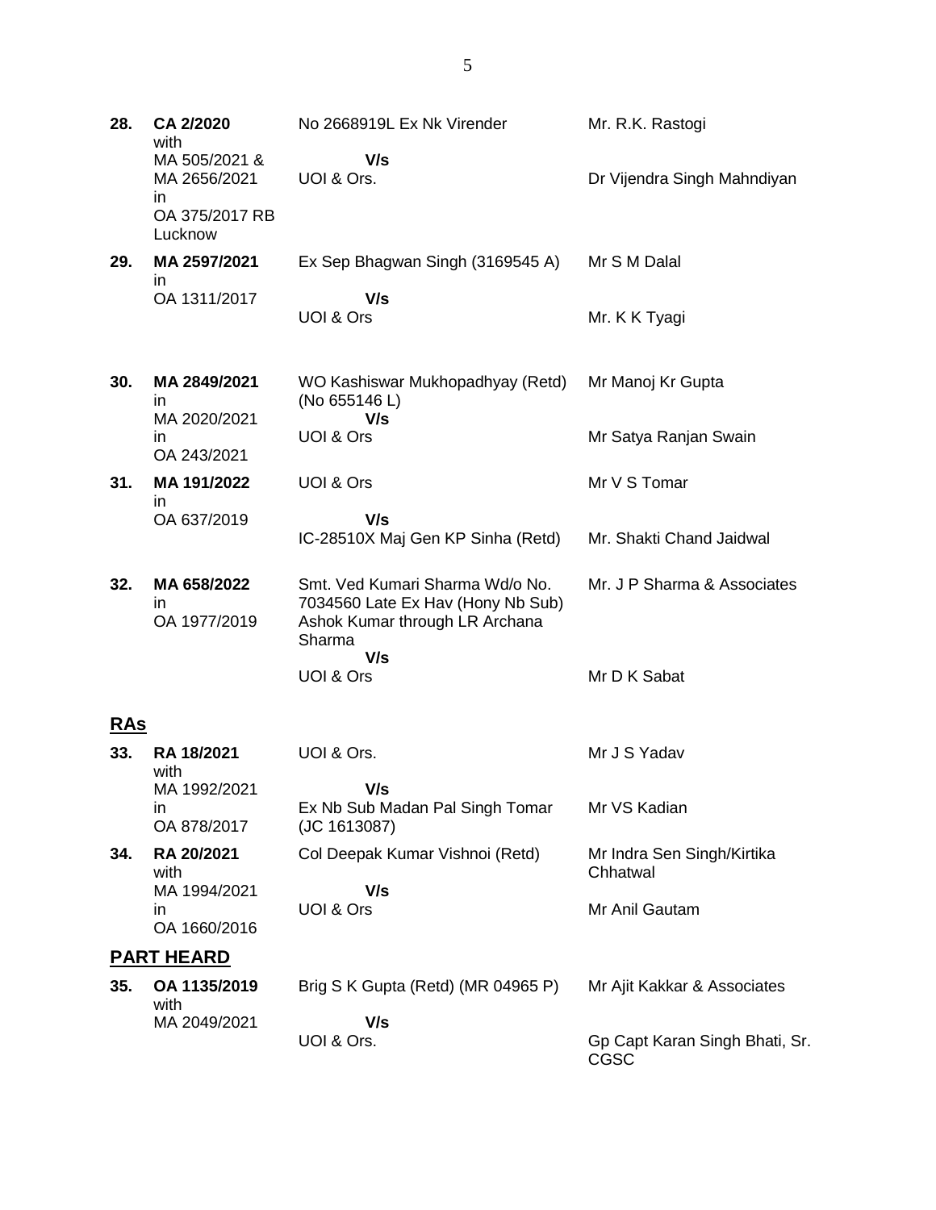| | | | |
|---|---|---|---|
| **28.** | **CA 2/2020** with MA 505/2021 & MA 2656/2021 in OA 375/2017 RB Lucknow | No 2668919L Ex Nk Virender<br>**V/s**<br>UOI & Ors. | Mr. R.K. Rastogi<br><br>Dr Vijendra Singh Mahndiyan |
| **29.** | **MA 2597/2021** in OA 1311/2017 | Ex Sep Bhagwan Singh (3169545 A)<br>**V/s**<br>UOI & Ors | Mr S M Dalal<br><br>Mr. K K Tyagi |
| **30.** | **MA 2849/2021** in MA 2020/2021 in OA 243/2021 | WO Kashiswar Mukhopadhyay (Retd) (No 655146 L)<br>**V/s**<br>UOI & Ors | Mr Manoj Kr Gupta<br><br>Mr Satya Ranjan Swain |
| **31.** | **MA 191/2022** in OA 637/2019 | UOI & Ors<br>**V/s**<br>IC-28510X Maj Gen KP Sinha (Retd) | Mr V S Tomar<br><br>Mr. Shakti Chand Jaidwal |
| **32.** | **MA 658/2022** in OA 1977/2019 | Smt. Ved Kumari Sharma Wd/o No. 7034560 Late Ex Hav (Hony Nb Sub) Ashok Kumar through LR Archana Sharma<br>**V/s**<br>UOI & Ors | Mr. J P Sharma & Associates<br><br>Mr D K Sabat |

## RAs

| | | | |
|---|---|---|---|
| **33.** | **RA 18/2021** with MA 1992/2021 in OA 878/2017 | UOI & Ors.<br>**V/s**<br>Ex Nb Sub Madan Pal Singh Tomar (JC 1613087) | Mr J S Yadav<br><br>Mr VS Kadian |
| **34.** | **RA 20/2021** with MA 1994/2021 in OA 1660/2016 | Col Deepak Kumar Vishnoi (Retd)<br>**V/s**<br>UOI & Ors | Mr Indra Sen Singh/Kirtika Chhatwal<br><br>Mr Anil Gautam |

## PART HEARD

| | | | |
|---|---|---|---|
| **35.** | **OA 1135/2019** with MA 2049/2021 | Brig S K Gupta (Retd) (MR 04965 P)<br>**V/s**<br>UOI & Ors. | Mr Ajit Kakkar & Associates<br><br>Gp Capt Karan Singh Bhati, Sr. CGSC |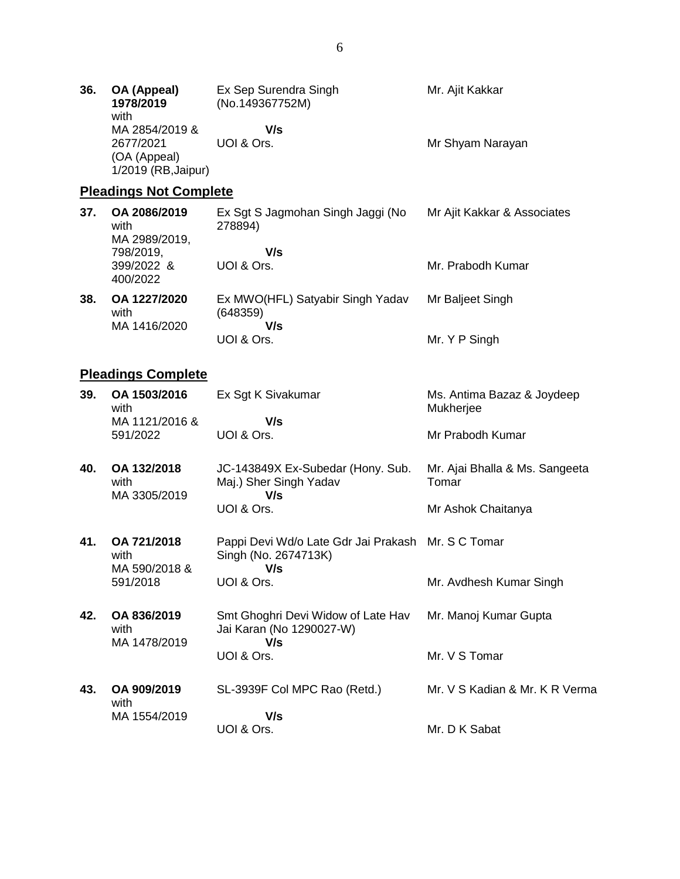| | | | |
|---|---|---|---|
| **36.** | **OA (Appeal) 1978/2019** with MA 2854/2019 & 2677/2021 (OA (Appeal) 1/2019 (RB,Jaipur) | Ex Sep Surendra Singh (No.149367752M)<br>**V/s**<br>UOI & Ors. | Mr. Ajit Kakkar<br><br>Mr Shyam Narayan |

## **Pleadings Not Complete**

| | | | |
|---|---|---|---|
| **37.** | **OA 2086/2019** with MA 2989/2019, 798/2019, 399/2022 & 400/2022 | Ex Sgt S Jagmohan Singh Jaggi (No 278894)<br>**V/s**<br>UOI & Ors. | Mr Ajit Kakkar & Associates<br><br>Mr. Prabodh Kumar |
| **38.** | **OA 1227/2020** with MA 1416/2020 | Ex MWO(HFL) Satyabir Singh Yadav (648359)<br>**V/s**<br>UOI & Ors. | Mr Baljeet Singh<br><br>Mr. Y P Singh |

## **Pleadings Complete**

| | | | |
|---|---|---|---|
| **39.** | **OA 1503/2016** with MA 1121/2016 & 591/2022 | Ex Sgt K Sivakumar<br>**V/s**<br>UOI & Ors. | Ms. Antima Bazaz & Joydeep Mukherjee<br><br>Mr Prabodh Kumar |
| **40.** | **OA 132/2018** with MA 3305/2019 | JC-143849X Ex-Subedar (Hony. Sub. Maj.) Sher Singh Yadav<br>**V/s**<br>UOI & Ors. | Mr. Ajai Bhalla & Ms. Sangeeta Tomar<br><br>Mr Ashok Chaitanya |
| **41.** | **OA 721/2018** with MA 590/2018 & 591/2018 | Pappi Devi Wd/o Late Gdr Jai Prakash Singh (No. 2674713K)<br>**V/s**<br>UOI & Ors. | Mr. S C Tomar<br><br>Mr. Avdhesh Kumar Singh |
| **42.** | **OA 836/2019** with MA 1478/2019 | Smt Ghoghri Devi Widow of Late Hav Jai Karan (No 1290027-W)<br>**V/s**<br>UOI & Ors. | Mr. Manoj Kumar Gupta<br><br>Mr. V S Tomar |
| **43.** | **OA 909/2019** with MA 1554/2019 | SL-3939F Col MPC Rao (Retd.)<br>**V/s**<br>UOI & Ors. | Mr. V S Kadian & Mr. K R Verma<br><br>Mr. D K Sabat |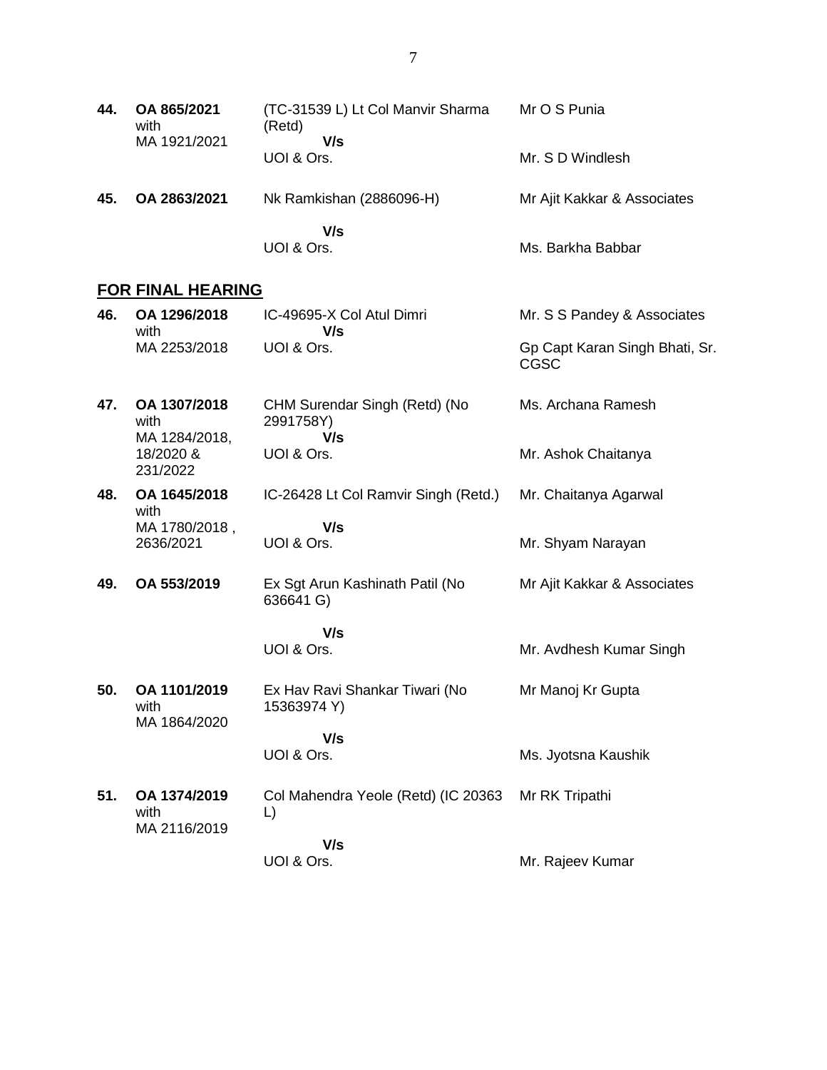| | | | |
|---|---|---|---|
| **44.** | **OA 865/2021** with MA 1921/2021 | (TC-31539 L) Lt Col Manvir Sharma (Retd) **V/s** UOI & Ors. | Mr O S Punia<br><br>Mr. S D Windlesh |
| **45.** | **OA 2863/2021** | Nk Ramkishan (2886096-H)<br><br>**V/s** UOI & Ors. | Mr Ajit Kakkar & Associates<br><br>Ms. Barkha Babbar |

## FOR FINAL HEARING

| | | | |
|---|---|---|---|
| **46.** | **OA 1296/2018** with MA 2253/2018 | IC-49695-X Col Atul Dimri **V/s** UOI & Ors. | Mr. S S Pandey & Associates<br><br>Gp Capt Karan Singh Bhati, Sr. CGSC |
| **47.** | **OA 1307/2018** with MA 1284/2018, 18/2020 & 231/2022 | CHM Surendar Singh (Retd) (No 2991758Y) **V/s** UOI & Ors. | Ms. Archana Ramesh<br><br>Mr. Ashok Chaitanya |
| **48.** | **OA 1645/2018** with MA 1780/2018 , 2636/2021 | IC-26428 Lt Col Ramvir Singh (Retd.)<br><br>**V/s** UOI & Ors. | Mr. Chaitanya Agarwal<br><br>Mr. Shyam Narayan |
| **49.** | **OA 553/2019** | Ex Sgt Arun Kashinath Patil (No 636641 G)<br><br>**V/s** UOI & Ors. | Mr Ajit Kakkar & Associates<br><br>Mr. Avdhesh Kumar Singh |
| **50.** | **OA 1101/2019** with MA 1864/2020 | Ex Hav Ravi Shankar Tiwari (No 15363974 Y)<br><br>**V/s** UOI & Ors. | Mr Manoj Kr Gupta<br><br>Ms. Jyotsna Kaushik |
| **51.** | **OA 1374/2019** with MA 2116/2019 | Col Mahendra Yeole (Retd) (IC 20363 L)<br><br>**V/s** UOI & Ors. | Mr RK Tripathi<br><br>Mr. Rajeev Kumar |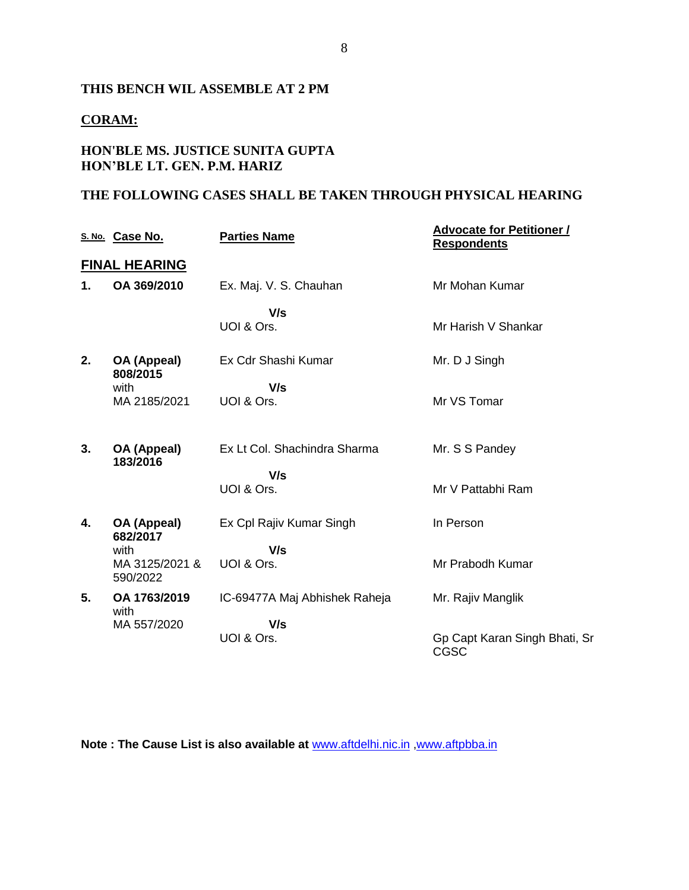**THIS BENCH WIL ASSEMBLE AT 2 PM**

**CORAM:**

**HON'BLE MS. JUSTICE SUNITA GUPTA**
**HON'BLE LT. GEN. P.M. HARIZ**

**THE FOLLOWING CASES SHALL BE TAKEN THROUGH PHYSICAL HEARING**

| S. No. | Case No. | Parties Name | Advocate for Petitioner / Respondents |
|---|---|---|---|
| **FINAL HEARING** | | | |
| **1.** | **OA 369/2010** | Ex. Maj. V. S. Chauhan | Mr Mohan Kumar |
| | | **V/s** UOI & Ors. | Mr Harish V Shankar |
| **2.** | **OA (Appeal) 808/2015** with MA 2185/2021 | Ex Cdr Shashi Kumar | Mr. D J Singh |
| | | **V/s** UOI & Ors. | Mr VS Tomar |
| **3.** | **OA (Appeal) 183/2016** | Ex Lt Col. Shachindra Sharma | Mr. S S Pandey |
| | | **V/s** UOI & Ors. | Mr V Pattabhi Ram |
| **4.** | **OA (Appeal) 682/2017** with MA 3125/2021 & 590/2022 | Ex Cpl Rajiv Kumar Singh | In Person |
| | | **V/s** UOI & Ors. | Mr Prabodh Kumar |
| **5.** | **OA 1763/2019** with MA 557/2020 | IC-69477A Maj Abhishek Raheja | Mr. Rajiv Manglik |
| | | **V/s** UOI & Ors. | Gp Capt Karan Singh Bhati, Sr CGSC |

**Note : The Cause List is also available at** www.aftdelhi.nic.in ,www.aftpbba.in